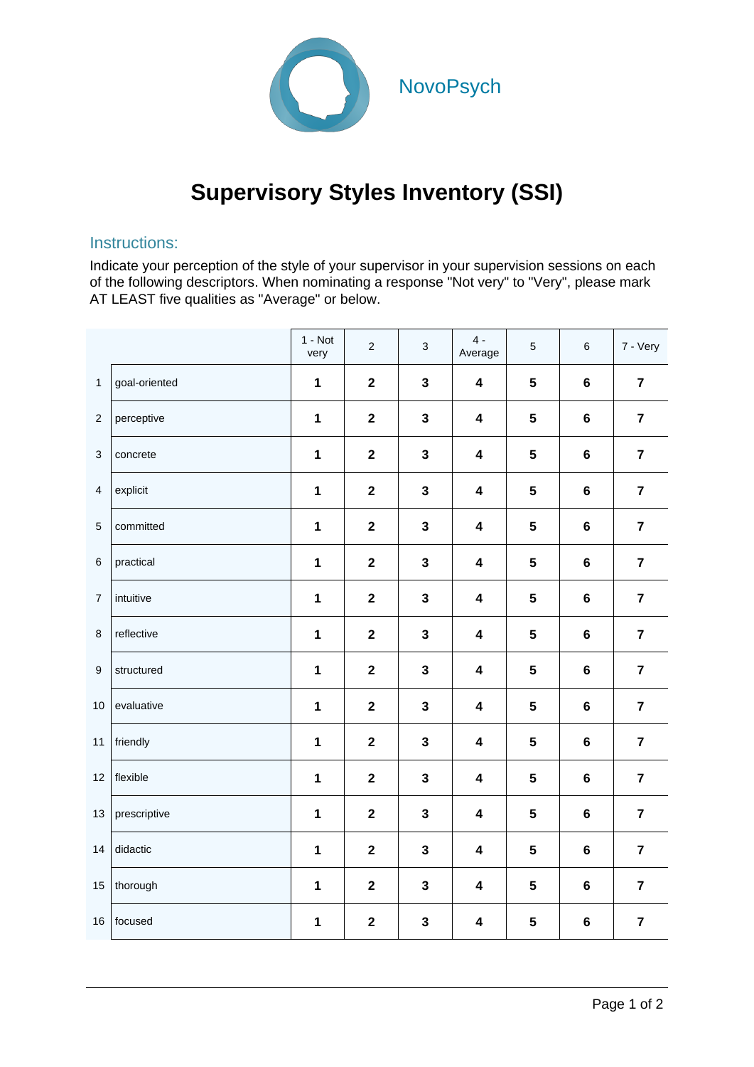NovoPsych

# Supervisory Styles Inventory (SSI)

## Instructions:

Indicate your perception of the style of your supervisor in your supervision sessions on each of the following descriptors. When nominating a response "Not very" to "Very", please mark AT LEAST five qualities as "Average" or below.

| | | 1 - Not very | 2 | 3 | 4 - Average | 5 | 6 | 7 - Very |
|---|---|---|---|---|---|---|---|---|
| 1 | goal-oriented | **1** | **2** | **3** | **4** | **5** | **6** | **7** |
| 2 | perceptive | **1** | **2** | **3** | **4** | **5** | **6** | **7** |
| 3 | concrete | **1** | **2** | **3** | **4** | **5** | **6** | **7** |
| 4 | explicit | **1** | **2** | **3** | **4** | **5** | **6** | **7** |
| 5 | committed | **1** | **2** | **3** | **4** | **5** | **6** | **7** |
| 6 | practical | **1** | **2** | **3** | **4** | **5** | **6** | **7** |
| 7 | intuitive | **1** | **2** | **3** | **4** | **5** | **6** | **7** |
| 8 | reflective | **1** | **2** | **3** | **4** | **5** | **6** | **7** |
| 9 | structured | **1** | **2** | **3** | **4** | **5** | **6** | **7** |
| 10 | evaluative | **1** | **2** | **3** | **4** | **5** | **6** | **7** |
| 11 | friendly | **1** | **2** | **3** | **4** | **5** | **6** | **7** |
| 12 | flexible | **1** | **2** | **3** | **4** | **5** | **6** | **7** |
| 13 | prescriptive | **1** | **2** | **3** | **4** | **5** | **6** | **7** |
| 14 | didactic | **1** | **2** | **3** | **4** | **5** | **6** | **7** |
| 15 | thorough | **1** | **2** | **3** | **4** | **5** | **6** | **7** |
| 16 | focused | **1** | **2** | **3** | **4** | **5** | **6** | **7** |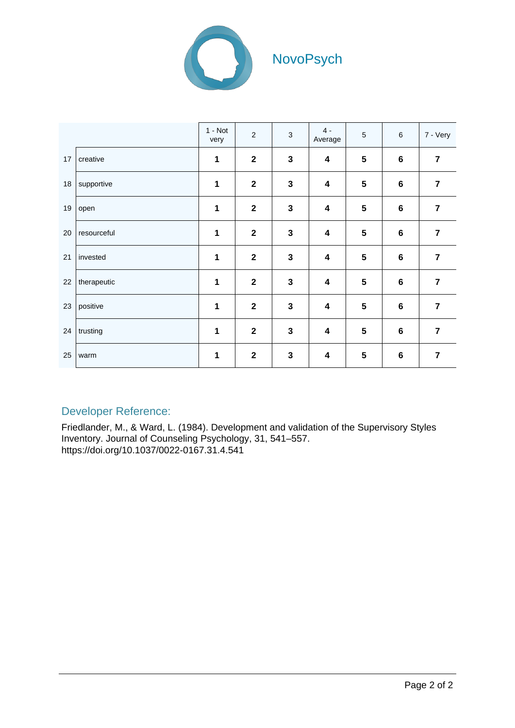NovoPsych

| | | 1 - Not very | 2 | 3 | 4 - Average | 5 | 6 | 7 - Very |
|---|---|---|---|---|---|---|---|---|
| 17 | creative | **1** | **2** | **3** | **4** | **5** | **6** | **7** |
| 18 | supportive | **1** | **2** | **3** | **4** | **5** | **6** | **7** |
| 19 | open | **1** | **2** | **3** | **4** | **5** | **6** | **7** |
| 20 | resourceful | **1** | **2** | **3** | **4** | **5** | **6** | **7** |
| 21 | invested | **1** | **2** | **3** | **4** | **5** | **6** | **7** |
| 22 | therapeutic | **1** | **2** | **3** | **4** | **5** | **6** | **7** |
| 23 | positive | **1** | **2** | **3** | **4** | **5** | **6** | **7** |
| 24 | trusting | **1** | **2** | **3** | **4** | **5** | **6** | **7** |
| 25 | warm | **1** | **2** | **3** | **4** | **5** | **6** | **7** |

## Developer Reference:

Friedlander, M., & Ward, L. (1984). Development and validation of the Supervisory Styles Inventory. Journal of Counseling Psychology, 31, 541–557. https://doi.org/10.1037/0022-0167.31.4.541